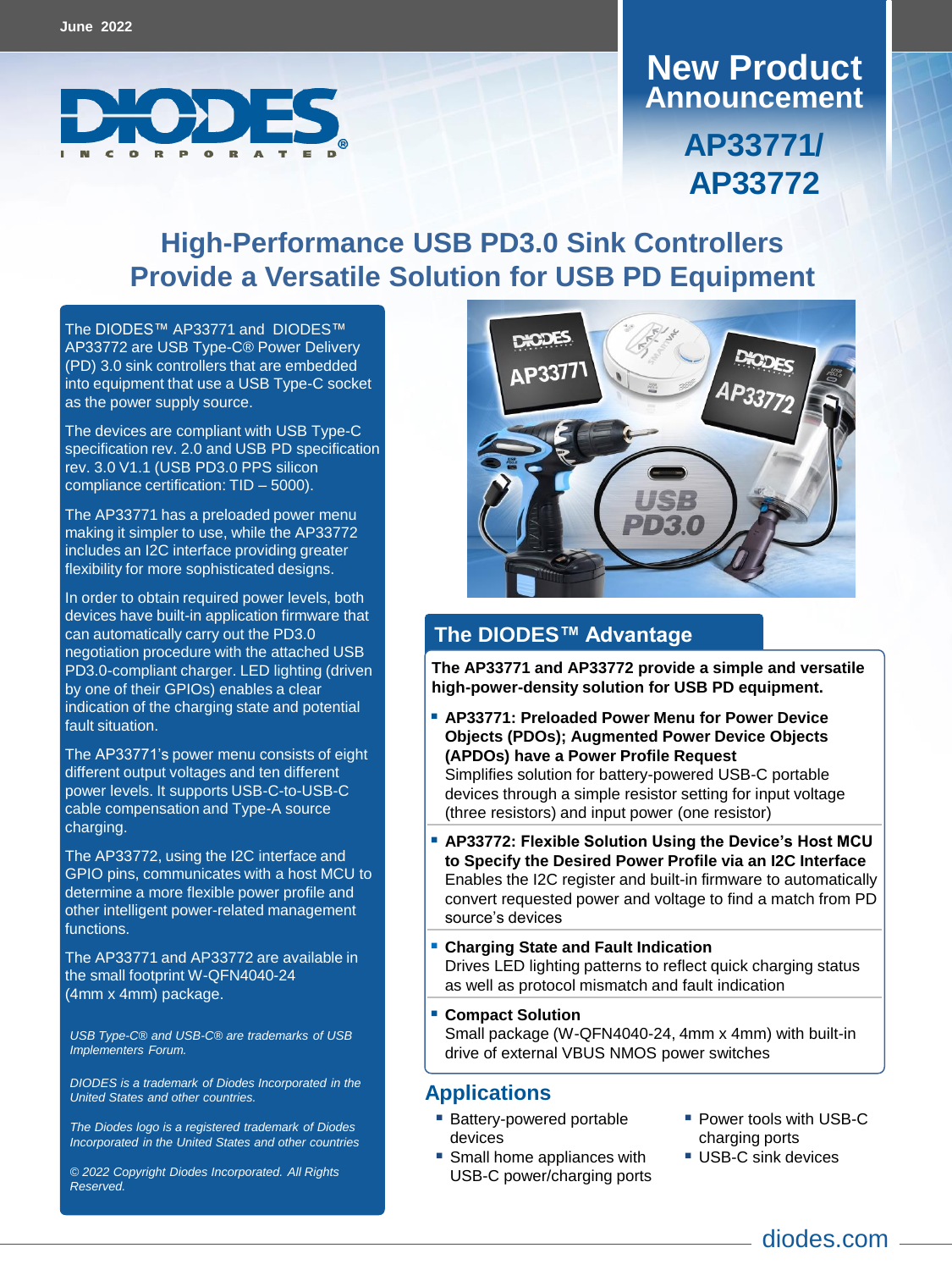June 2022

DIODES INCORPORATED

# New Product Announcement

## AP33771/ AP33772

# High-Performance USB PD3.0 Sink Controllers Provide a Versatile Solution for USB PD Equipment

The DIODES™ AP33771 and DIODES™ AP33772 are USB Type-C® Power Delivery (PD) 3.0 sink controllers that are embedded into equipment that use a USB Type-C socket as the power supply source.

The devices are compliant with USB Type-C specification rev. 2.0 and USB PD specification rev. 3.0 V1.1 (USB PD3.0 PPS silicon compliance certification: TID – 5000).

The AP33771 has a preloaded power menu making it simpler to use, while the AP33772 includes an I2C interface providing greater flexibility for more sophisticated designs.

In order to obtain required power levels, both devices have built-in application firmware that can automatically carry out the PD3.0 negotiation procedure with the attached USB PD3.0-compliant charger. LED lighting (driven by one of their GPIOs) enables a clear indication of the charging state and potential fault situation.

The AP33771's power menu consists of eight different output voltages and ten different power levels. It supports USB-C-to-USB-C cable compensation and Type-A source charging.

The AP33772, using the I2C interface and GPIO pins, communicates with a host MCU to determine a more flexible power profile and other intelligent power-related management functions.

The AP33771 and AP33772 are available in the small footprint W-QFN4040-24 (4mm x 4mm) package.

*USB Type-C® and USB-C® are trademarks of USB Implementers Forum.*

*DIODES is a trademark of Diodes Incorporated in the United States and other countries.*

*The Diodes logo is a registered trademark of Diodes Incorporated in the United States and other countries*

*© 2022 Copyright Diodes Incorporated. All Rights Reserved.*

## The DIODES™ Advantage

**The AP33771 and AP33772 provide a simple and versatile high-power-density solution for USB PD equipment.**

- **AP33771: Preloaded Power Menu for Power Device Objects (PDOs); Augmented Power Device Objects (APDOs) have a Power Profile Request**
  Simplifies solution for battery-powered USB-C portable devices through a simple resistor setting for input voltage (three resistors) and input power (one resistor)
- **AP33772: Flexible Solution Using the Device's Host MCU to Specify the Desired Power Profile via an I2C Interface**
  Enables the I2C register and built-in firmware to automatically convert requested power and voltage to find a match from PD source's devices
- **Charging State and Fault Indication**
  Drives LED lighting patterns to reflect quick charging status as well as protocol mismatch and fault indication
- **Compact Solution**
  Small package (W-QFN4040-24, 4mm x 4mm) with built-in drive of external VBUS NMOS power switches

## Applications

- Battery-powered portable devices
- Small home appliances with USB-C power/charging ports
- Power tools with USB-C charging ports
- USB-C sink devices

diodes.com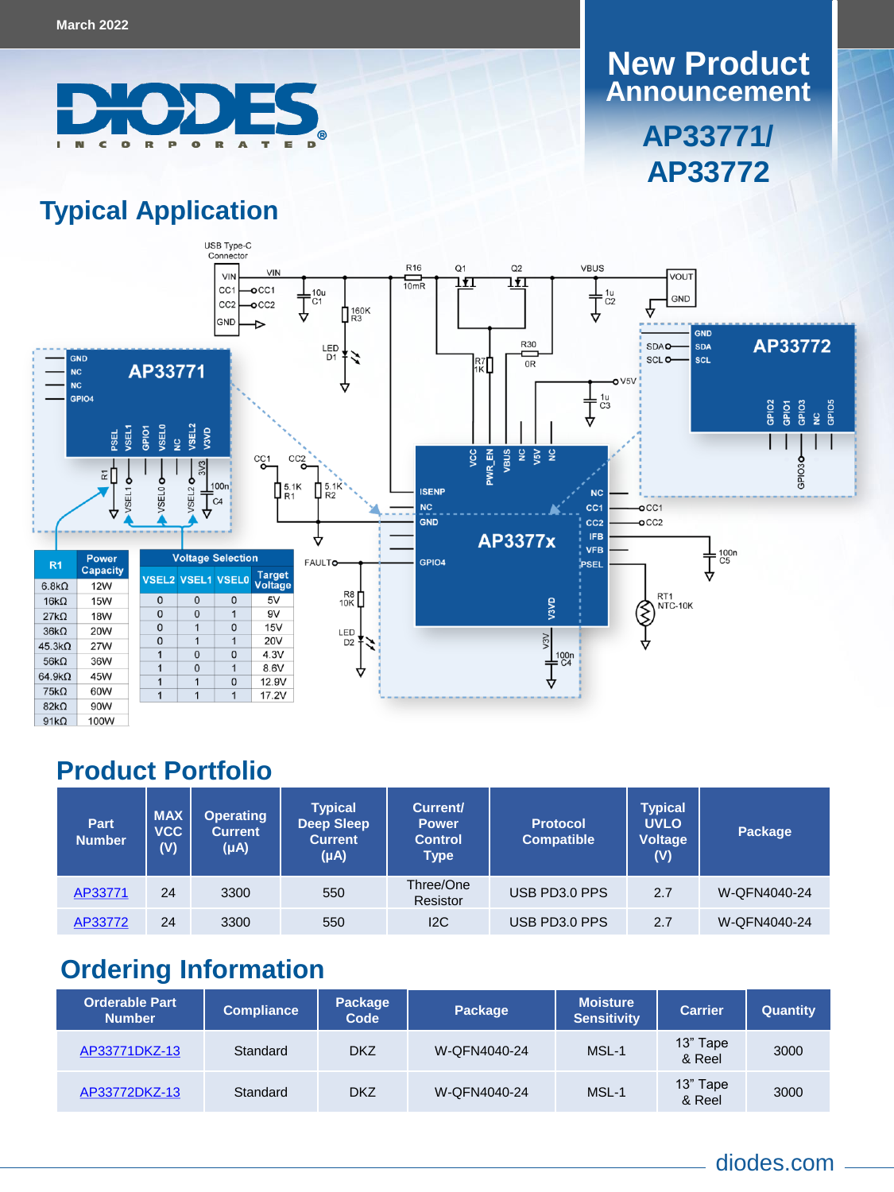March 2022

# New Product Announcement

## AP33771/ AP33772

## Typical Application

| R1 | Power Capacity |
|---|---|
| 6.8kΩ | 12W |
| 16kΩ | 15W |
| 27kΩ | 18W |
| 36kΩ | 20W |
| 45.3kΩ | 27W |
| 56kΩ | 36W |
| 64.9kΩ | 45W |
| 75kΩ | 60W |
| 82kΩ | 90W |
| 91kΩ | 100W |

| Voltage Selection | | | |
|---|---|---|---|
| VSEL2 | VSEL1 | VSEL0 | Target Voltage |
| 0 | 0 | 0 | 5V |
| 0 | 0 | 1 | 9V |
| 0 | 1 | 0 | 15V |
| 0 | 1 | 1 | 20V |
| 1 | 0 | 0 | 4.3V |
| 1 | 0 | 1 | 8.6V |
| 1 | 1 | 0 | 12.9V |
| 1 | 1 | 1 | 17.2V |

## Product Portfolio

| Part Number | MAX VCC (V) | Operating Current (µA) | Typical Deep Sleep Current (µA) | Current/ Power Control Type | Protocol Compatible | Typical UVLO Voltage (V) | Package |
|---|---|---|---|---|---|---|---|
| AP33771 | 24 | 3300 | 550 | Three/One Resistor | USB PD3.0 PPS | 2.7 | W-QFN4040-24 |
| AP33772 | 24 | 3300 | 550 | I2C | USB PD3.0 PPS | 2.7 | W-QFN4040-24 |

## Ordering Information

| Orderable Part Number | Compliance | Package Code | Package | Moisture Sensitivity | Carrier | Quantity |
|---|---|---|---|---|---|---|
| AP33771DKZ-13 | Standard | DKZ | W-QFN4040-24 | MSL-1 | 13" Tape & Reel | 3000 |
| AP33772DKZ-13 | Standard | DKZ | W-QFN4040-24 | MSL-1 | 13" Tape & Reel | 3000 |

diodes.com